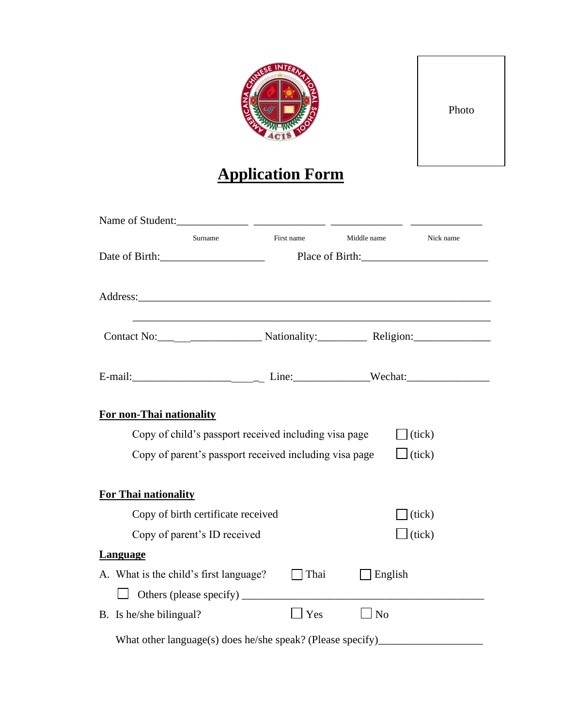Photo

# Application Form

Name of Student:_____________ _____________ _____________ _____________

Surname First name Middle name Nick name

Date of Birth:___________________ Place of Birth:_______________________

Address:_________________________________________________________________

_________________________________________________________________

Contact No:___ ___ _____________ Nationality:_________ Religion:______________

E-mail:__________________ ____ _ Line:______________ Wechat:_______________

**For non-Thai nationality**

Copy of child's passport received including visa page ☐ (tick)

Copy of parent's passport received including visa page ☐ (tick)

**For Thai nationality**

Copy of birth certificate received ☐ (tick)

Copy of parent's ID received ☐ (tick)

**Language**

A. What is the child's first language? ☐ Thai ☐ English

☐ Others (please specify) ______________________________________________

B. Is he/she bilingual? ☐ Yes ☐ No

What other language(s) does he/she speak? (Please specify)__________________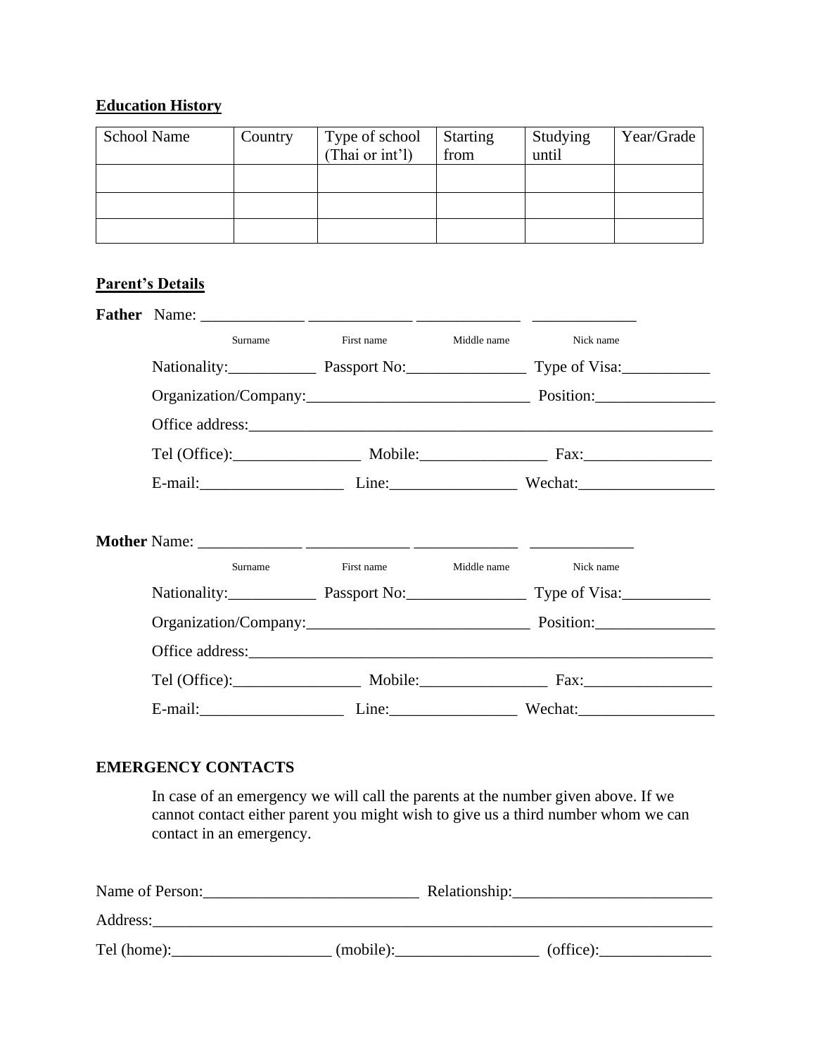**Education History**

| School Name | Country | Type of school (Thai or int'l) | Starting from | Studying until | Year/Grade |
|---|---|---|---|---|---|
| | | | | | |
| | | | | | |
| | | | | | |

**Parent's Details**

**Father** Name: _____________ _____________ _____________ _____________

Surname First name Middle name Nick name

Nationality:___________ Passport No:_______________ Type of Visa:___________

Organization/Company:____________________________ Position:_______________

Office address:___________________________________________________________

Tel (Office):________________ Mobile:________________ Fax:________________

E-mail:__________________ Line:________________ Wechat:_________________

**Mother** Name: _____________ _____________ _____________ _____________

Surname First name Middle name Nick name

Nationality:___________ Passport No:_______________ Type of Visa:___________

Organization/Company:____________________________ Position:_______________

Office address:___________________________________________________________

Tel (Office):________________ Mobile:________________ Fax:________________

E-mail:__________________ Line:________________ Wechat:_________________

**EMERGENCY CONTACTS**

In case of an emergency we will call the parents at the number given above. If we cannot contact either parent you might wish to give us a third number whom we can contact in an emergency.

Name of Person:___________________________ Relationship:_________________________

Address:_________________________________________________________________________

Tel (home):____________________ (mobile):__________________ (office):______________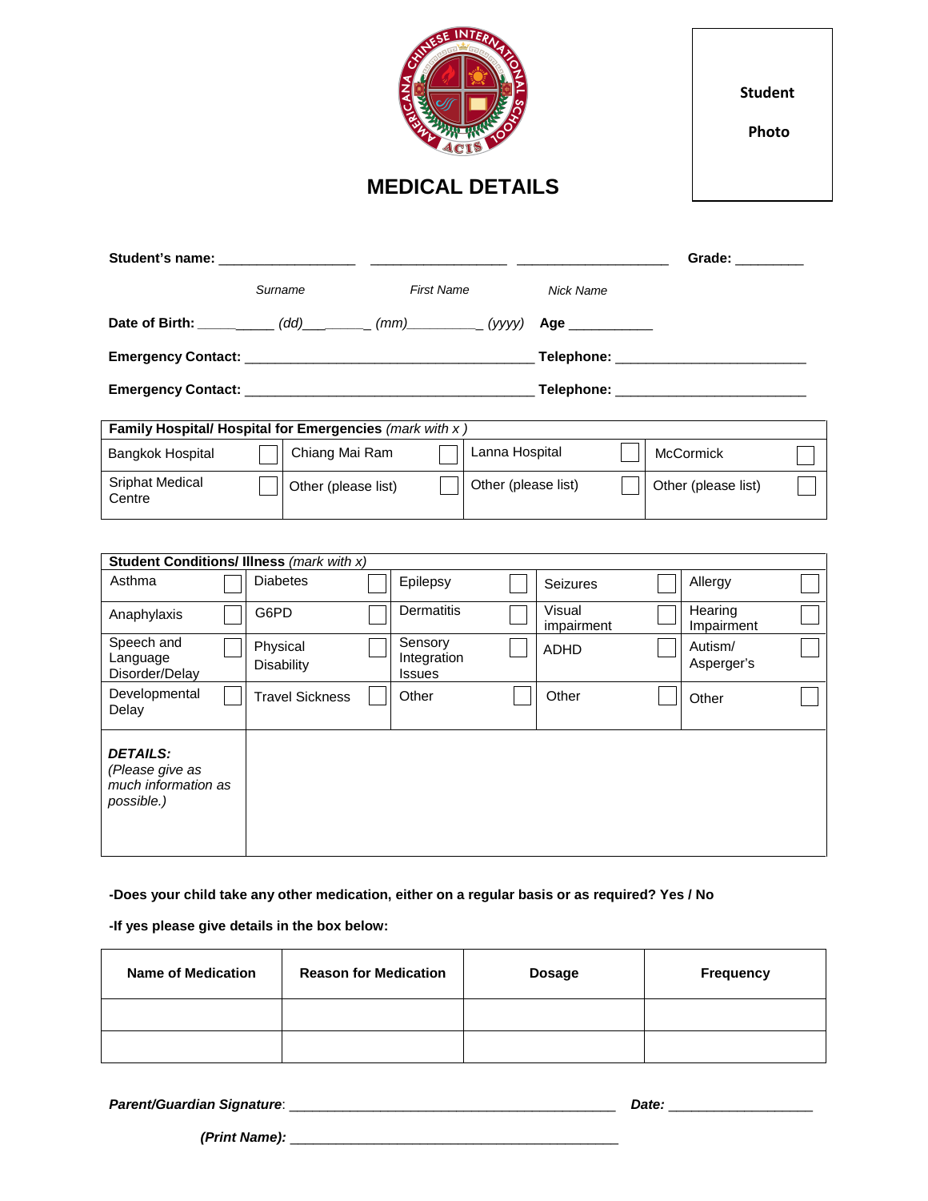Student

Photo

# MEDICAL DETAILS

**Student's name:** _________________ _________________ ___________________ **Grade:** _________

*Surname* *First Name* *Nick Name*

**Date of Birth:** ___________ *(dd)*___________ *(mm)*__________ *(yyyy)* **Age** ___________

**Emergency Contact:** ____________________________________ **Telephone:** ________________________

**Emergency Contact:** ____________________________________ **Telephone:** ________________________

| **Family Hospital/ Hospital for Emergencies** *(mark with x )* | | | | | | | |
|---|---|---|---|---|---|---|---|
| Bangkok Hospital | ☐ | Chiang Mai Ram | ☐ | Lanna Hospital | ☐ | McCormick | ☐ |
| Sriphat Medical Centre | ☐ | Other (please list) | ☐ | Other (please list) | ☐ | Other (please list) | ☐ |

| **Student Conditions/ Illness** *(mark with x)* | | | | | | | | | |
|---|---|---|---|---|---|---|---|---|---|
| Asthma | ☐ | Diabetes | ☐ | Epilepsy | ☐ | Seizures | ☐ | Allergy | ☐ |
| Anaphylaxis | ☐ | G6PD | ☐ | Dermatitis | ☐ | Visual impairment | ☐ | Hearing Impairment | ☐ |
| Speech and Language Disorder/Delay | ☐ | Physical Disability | ☐ | Sensory Integration Issues | ☐ | ADHD | ☐ | Autism/ Asperger's | ☐ |
| Developmental Delay | ☐ | Travel Sickness | ☐ | Other | ☐ | Other | ☐ | Other | ☐ |
| ***DETAILS:*** *(Please give as much information as possible.)* | | | | | | | | | |

**-Does your child take any other medication, either on a regular basis or as required? Yes / No**

**-If yes please give details in the box below:**

| Name of Medication | Reason for Medication | Dosage | Frequency |
|---|---|---|---|
| | | | |
| | | | |

***Parent/Guardian Signature***: ___________________________________________ ***Date:*** ___________________

***(Print Name):*** ___________________________________________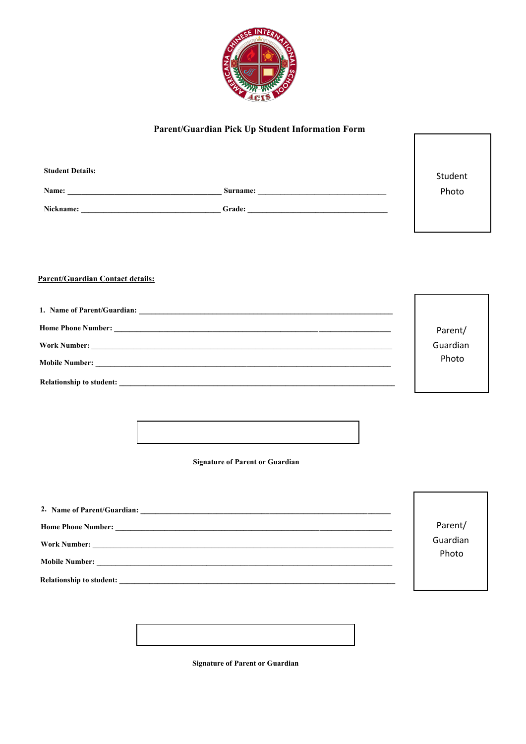# Parent/Guardian Pick Up Student Information Form

Student Photo

**Student Details:**

**Name:** ______________________________ **Surname:** ______________________________

**Nickname:** ______________________________ **Grade:** ______________________________

**Parent/Guardian Contact details:**

1. **Name of Parent/Guardian:** ______________________________

**Home Phone Number:** ______________________________

**Work Number:** ______________________________

**Mobile Number:** ______________________________

**Relationship to student:** ______________________________

Parent/ Guardian Photo

**Signature of Parent or Guardian**

2. **Name of Parent/Guardian:** ______________________________

**Home Phone Number:** ______________________________

**Work Number:** ______________________________

**Mobile Number:** ______________________________

**Relationship to student:** ______________________________

Parent/ Guardian Photo

**Signature of Parent or Guardian**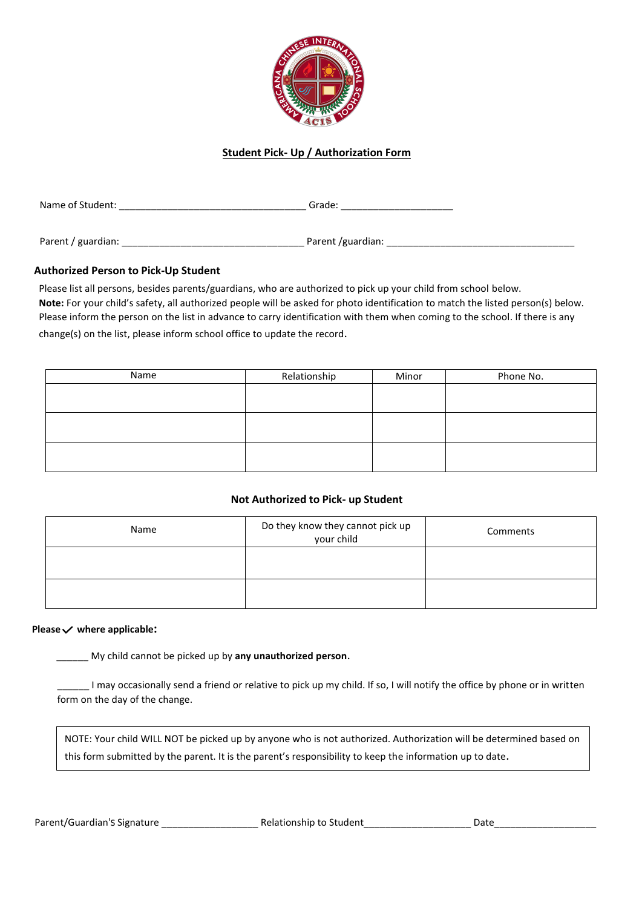## Student Pick- Up / Authorization Form

Name of Student: ___________________________________ Grade: _____________________

Parent / guardian: __________________________________ Parent /guardian: ___________________________________

### Authorized Person to Pick-Up Student

Please list all persons, besides parents/guardians, who are authorized to pick up your child from school below.
**Note:** For your child's safety, all authorized people will be asked for photo identification to match the listed person(s) below. Please inform the person on the list in advance to carry identification with them when coming to the school. If there is any change(s) on the list, please inform school office to update the record.

| Name | Relationship | Minor | Phone No. |
|---|---|---|---|
| | | | |
| | | | |
| | | | |

### Not Authorized to Pick- up Student

| Name | Do they know they cannot pick up your child | Comments |
|---|---|---|
| | | |
| | | |

**Please ✓ where applicable:**

______ My child cannot be picked up by **any unauthorized person.**

______ I may occasionally send a friend or relative to pick up my child. If so, I will notify the office by phone or in written form on the day of the change.

NOTE: Your child WILL NOT be picked up by anyone who is not authorized. Authorization will be determined based on this form submitted by the parent. It is the parent's responsibility to keep the information up to date.

Parent/Guardian's Signature __________________ Relationship to Student____________________ Date___________________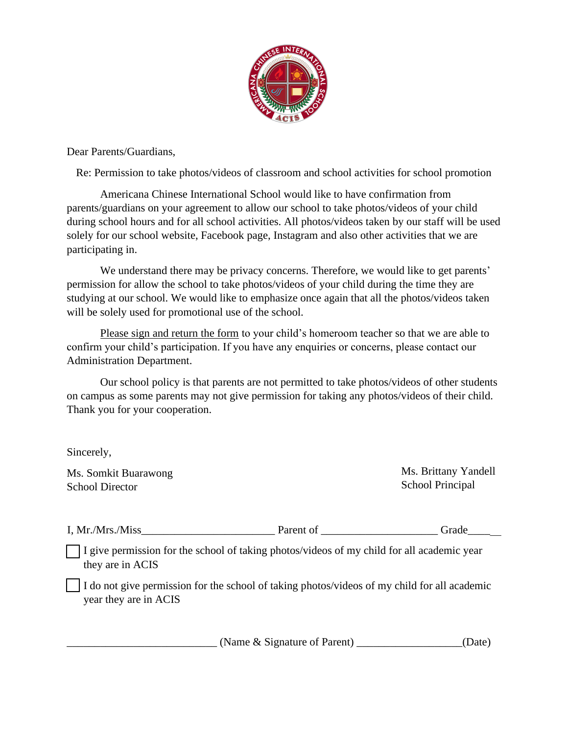Dear Parents/Guardians,

Re: Permission to take photos/videos of classroom and school activities for school promotion

Americana Chinese International School would like to have confirmation from parents/guardians on your agreement to allow our school to take photos/videos of your child during school hours and for all school activities. All photos/videos taken by our staff will be used solely for our school website, Facebook page, Instagram and also other activities that we are participating in.

We understand there may be privacy concerns. Therefore, we would like to get parents' permission for allow the school to take photos/videos of your child during the time they are studying at our school. We would like to emphasize once again that all the photos/videos taken will be solely used for promotional use of the school.

<u>Please sign and return the form</u> to your child's homeroom teacher so that we are able to confirm your child's participation. If you have any enquiries or concerns, please contact our Administration Department.

Our school policy is that parents are not permitted to take photos/videos of other students on campus as some parents may not give permission for taking any photos/videos of their child. Thank you for your cooperation.

Sincerely,

Ms. Somkit Buarawong
School Director

Ms. Brittany Yandell
School Principal

I, Mr./Mrs./Miss________________________ Parent of _____________________ Grade______

☐ I give permission for the school of taking photos/videos of my child for all academic year they are in ACIS

☐ I do not give permission for the school of taking photos/videos of my child for all academic year they are in ACIS

___________________________ (Name & Signature of Parent) ___________________(Date)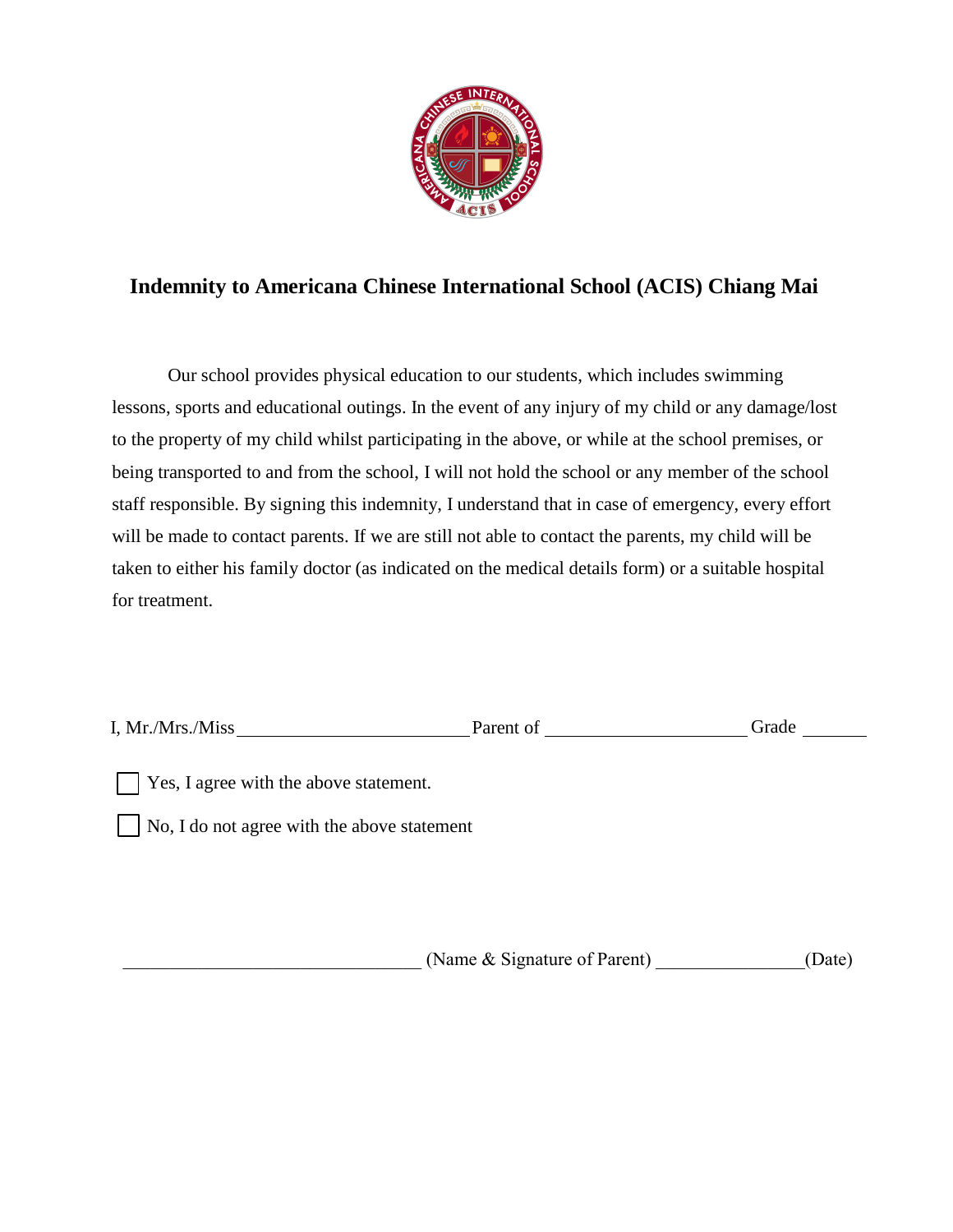# Indemnity to Americana Chinese International School (ACIS) Chiang Mai

Our school provides physical education to our students, which includes swimming lessons, sports and educational outings. In the event of any injury of my child or any damage/lost to the property of my child whilst participating in the above, or while at the school premises, or being transported to and from the school, I will not hold the school or any member of the school staff responsible. By signing this indemnity, I understand that in case of emergency, every effort will be made to contact parents. If we are still not able to contact the parents, my child will be taken to either his family doctor (as indicated on the medical details form) or a suitable hospital for treatment.

I, Mr./Mrs./Miss ________________________ Parent of ____________________ Grade _______

☐ Yes, I agree with the above statement.

☐ No, I do not agree with the above statement

________________________________ (Name & Signature of Parent) ________________(Date)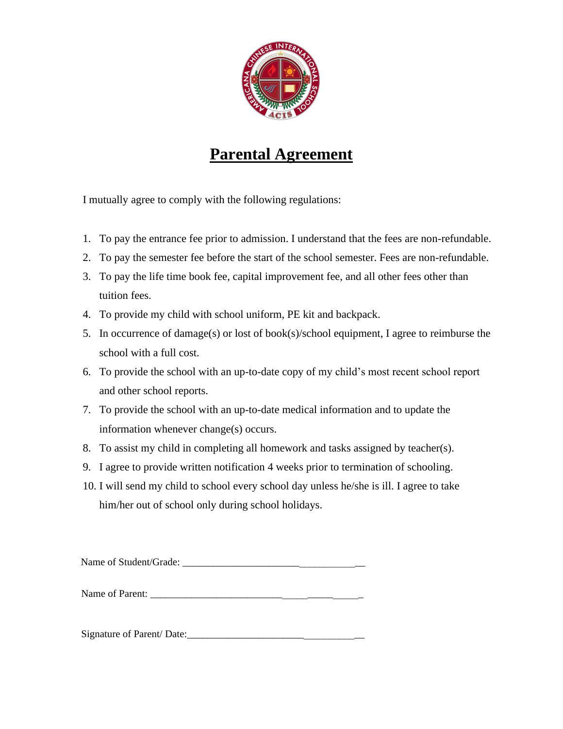# Parental Agreement

I mutually agree to comply with the following regulations:

1. To pay the entrance fee prior to admission. I understand that the fees are non-refundable.
2. To pay the semester fee before the start of the school semester. Fees are non-refundable.
3. To pay the life time book fee, capital improvement fee, and all other fees other than tuition fees.
4. To provide my child with school uniform, PE kit and backpack.
5. In occurrence of damage(s) or lost of book(s)/school equipment, I agree to reimburse the school with a full cost.
6. To provide the school with an up-to-date copy of my child's most recent school report and other school reports.
7. To provide the school with an up-to-date medical information and to update the information whenever change(s) occurs.
8. To assist my child in completing all homework and tasks assigned by teacher(s).
9. I agree to provide written notification 4 weeks prior to termination of schooling.
10. I will send my child to school every school day unless he/she is ill. I agree to take him/her out of school only during school holidays.

Name of Student/Grade: ____________________________________

Name of Parent: ____________________________________

Signature of Parent/ Date:____________________________________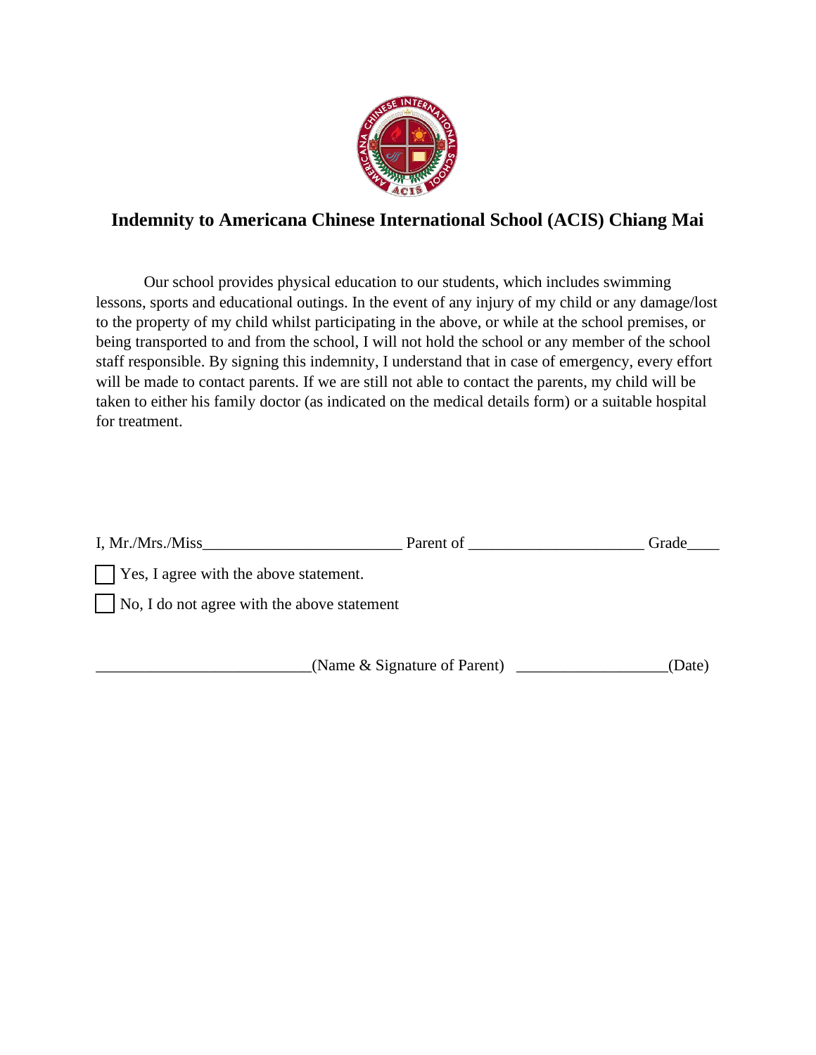## Indemnity to Americana Chinese International School (ACIS) Chiang Mai

Our school provides physical education to our students, which includes swimming lessons, sports and educational outings. In the event of any injury of my child or any damage/lost to the property of my child whilst participating in the above, or while at the school premises, or being transported to and from the school, I will not hold the school or any member of the school staff responsible. By signing this indemnity, I understand that in case of emergency, every effort will be made to contact parents. If we are still not able to contact the parents, my child will be taken to either his family doctor (as indicated on the medical details form) or a suitable hospital for treatment.

I, Mr./Mrs./Miss_________________________ Parent of ______________________ Grade____

☐ Yes, I agree with the above statement.

☐ No, I do not agree with the above statement

___________________________(Name & Signature of Parent) ___________________(Date)